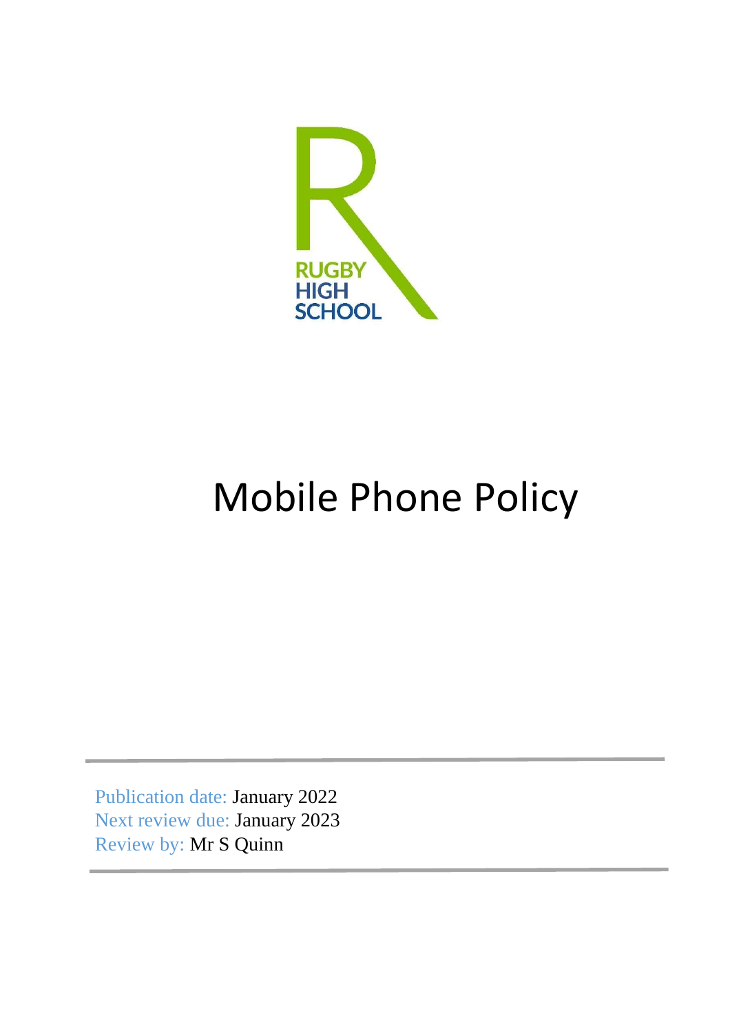RUGBY HIGH SCHOOL

# Mobile Phone Policy

Publication date: January 2022
Next review due: January 2023
Review by: Mr S Quinn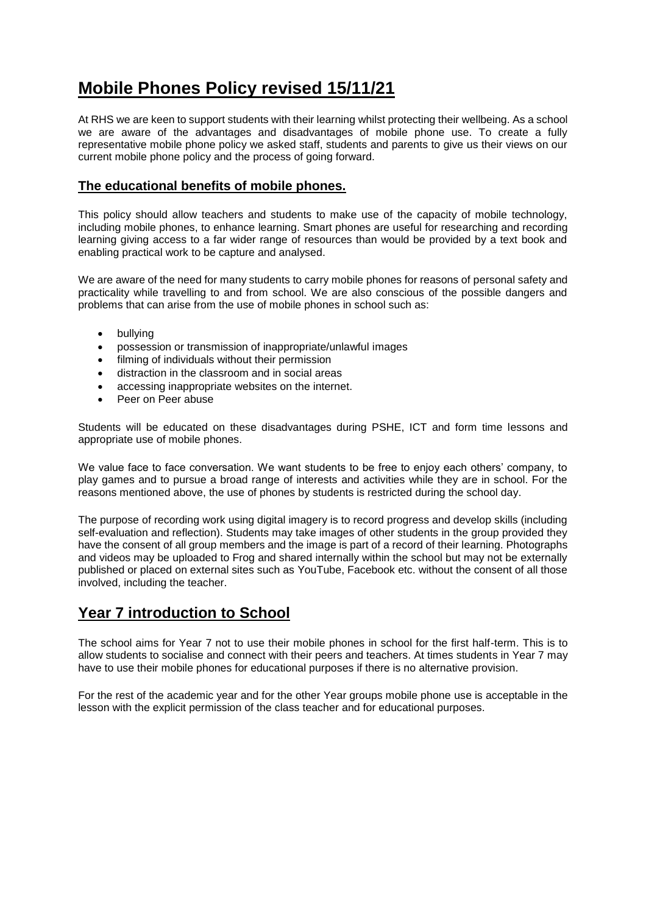# Mobile Phones Policy revised 15/11/21

At RHS we are keen to support students with their learning whilst protecting their wellbeing. As a school we are aware of the advantages and disadvantages of mobile phone use. To create a fully representative mobile phone policy we asked staff, students and parents to give us their views on our current mobile phone policy and the process of going forward.

## The educational benefits of mobile phones.

This policy should allow teachers and students to make use of the capacity of mobile technology, including mobile phones, to enhance learning. Smart phones are useful for researching and recording learning giving access to a far wider range of resources than would be provided by a text book and enabling practical work to be capture and analysed.

We are aware of the need for many students to carry mobile phones for reasons of personal safety and practicality while travelling to and from school. We are also conscious of the possible dangers and problems that can arise from the use of mobile phones in school such as:

- bullying
- possession or transmission of inappropriate/unlawful images
- filming of individuals without their permission
- distraction in the classroom and in social areas
- accessing inappropriate websites on the internet.
- Peer on Peer abuse

Students will be educated on these disadvantages during PSHE, ICT and form time lessons and appropriate use of mobile phones.

We value face to face conversation. We want students to be free to enjoy each others' company, to play games and to pursue a broad range of interests and activities while they are in school. For the reasons mentioned above, the use of phones by students is restricted during the school day.

The purpose of recording work using digital imagery is to record progress and develop skills (including self-evaluation and reflection). Students may take images of other students in the group provided they have the consent of all group members and the image is part of a record of their learning. Photographs and videos may be uploaded to Frog and shared internally within the school but may not be externally published or placed on external sites such as YouTube, Facebook etc. without the consent of all those involved, including the teacher.

# Year 7 introduction to School

The school aims for Year 7 not to use their mobile phones in school for the first half-term. This is to allow students to socialise and connect with their peers and teachers. At times students in Year 7 may have to use their mobile phones for educational purposes if there is no alternative provision.

For the rest of the academic year and for the other Year groups mobile phone use is acceptable in the lesson with the explicit permission of the class teacher and for educational purposes.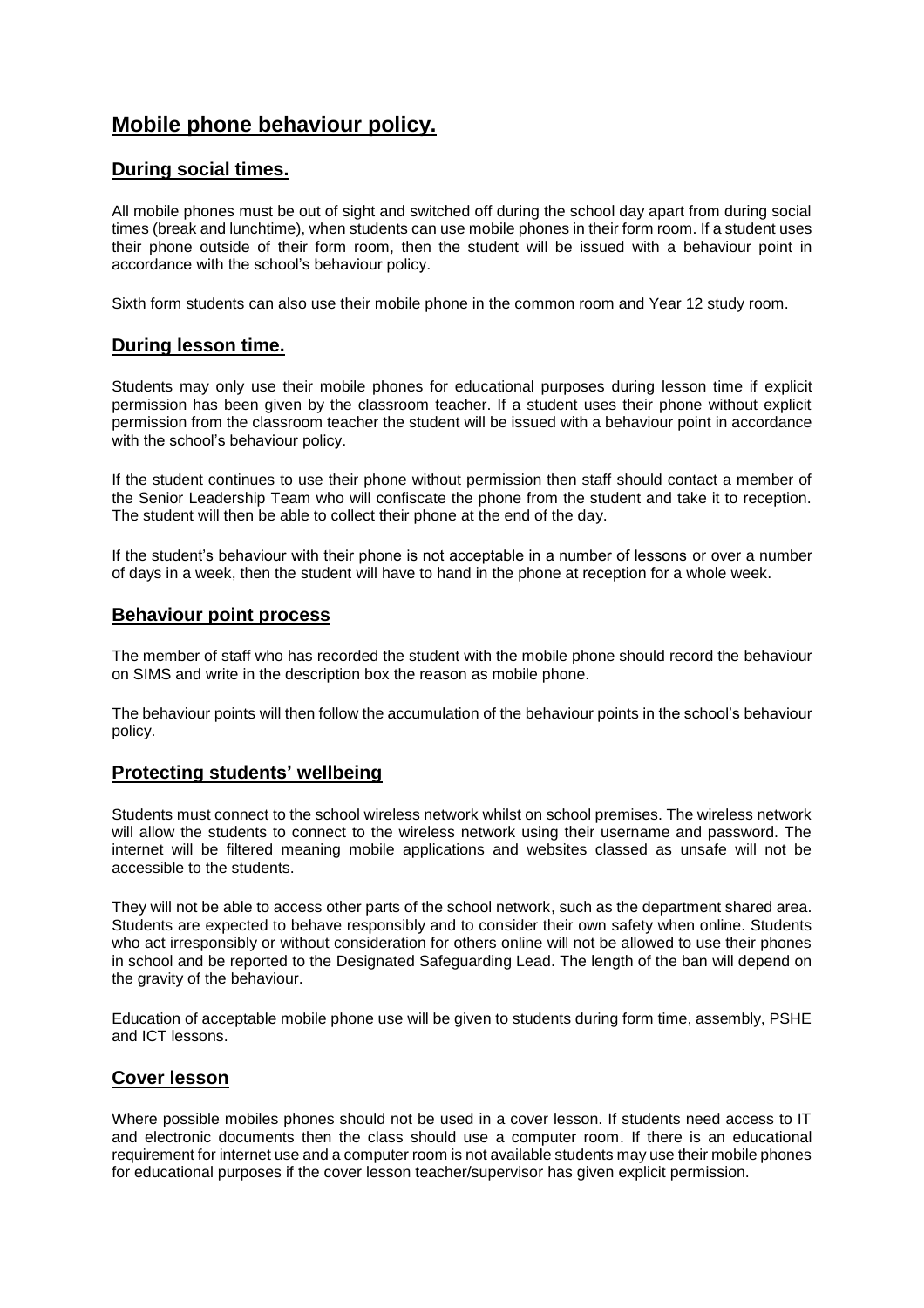# Mobile phone behaviour policy.

## During social times.

All mobile phones must be out of sight and switched off during the school day apart from during social times (break and lunchtime), when students can use mobile phones in their form room. If a student uses their phone outside of their form room, then the student will be issued with a behaviour point in accordance with the school's behaviour policy.

Sixth form students can also use their mobile phone in the common room and Year 12 study room.

## During lesson time.

Students may only use their mobile phones for educational purposes during lesson time if explicit permission has been given by the classroom teacher. If a student uses their phone without explicit permission from the classroom teacher the student will be issued with a behaviour point in accordance with the school's behaviour policy.

If the student continues to use their phone without permission then staff should contact a member of the Senior Leadership Team who will confiscate the phone from the student and take it to reception. The student will then be able to collect their phone at the end of the day.

If the student's behaviour with their phone is not acceptable in a number of lessons or over a number of days in a week, then the student will have to hand in the phone at reception for a whole week.

## Behaviour point process

The member of staff who has recorded the student with the mobile phone should record the behaviour on SIMS and write in the description box the reason as mobile phone.

The behaviour points will then follow the accumulation of the behaviour points in the school's behaviour policy.

## Protecting students' wellbeing

Students must connect to the school wireless network whilst on school premises. The wireless network will allow the students to connect to the wireless network using their username and password. The internet will be filtered meaning mobile applications and websites classed as unsafe will not be accessible to the students.

They will not be able to access other parts of the school network, such as the department shared area. Students are expected to behave responsibly and to consider their own safety when online. Students who act irresponsibly or without consideration for others online will not be allowed to use their phones in school and be reported to the Designated Safeguarding Lead. The length of the ban will depend on the gravity of the behaviour.

Education of acceptable mobile phone use will be given to students during form time, assembly, PSHE and ICT lessons.

## Cover lesson

Where possible mobiles phones should not be used in a cover lesson. If students need access to IT and electronic documents then the class should use a computer room. If there is an educational requirement for internet use and a computer room is not available students may use their mobile phones for educational purposes if the cover lesson teacher/supervisor has given explicit permission.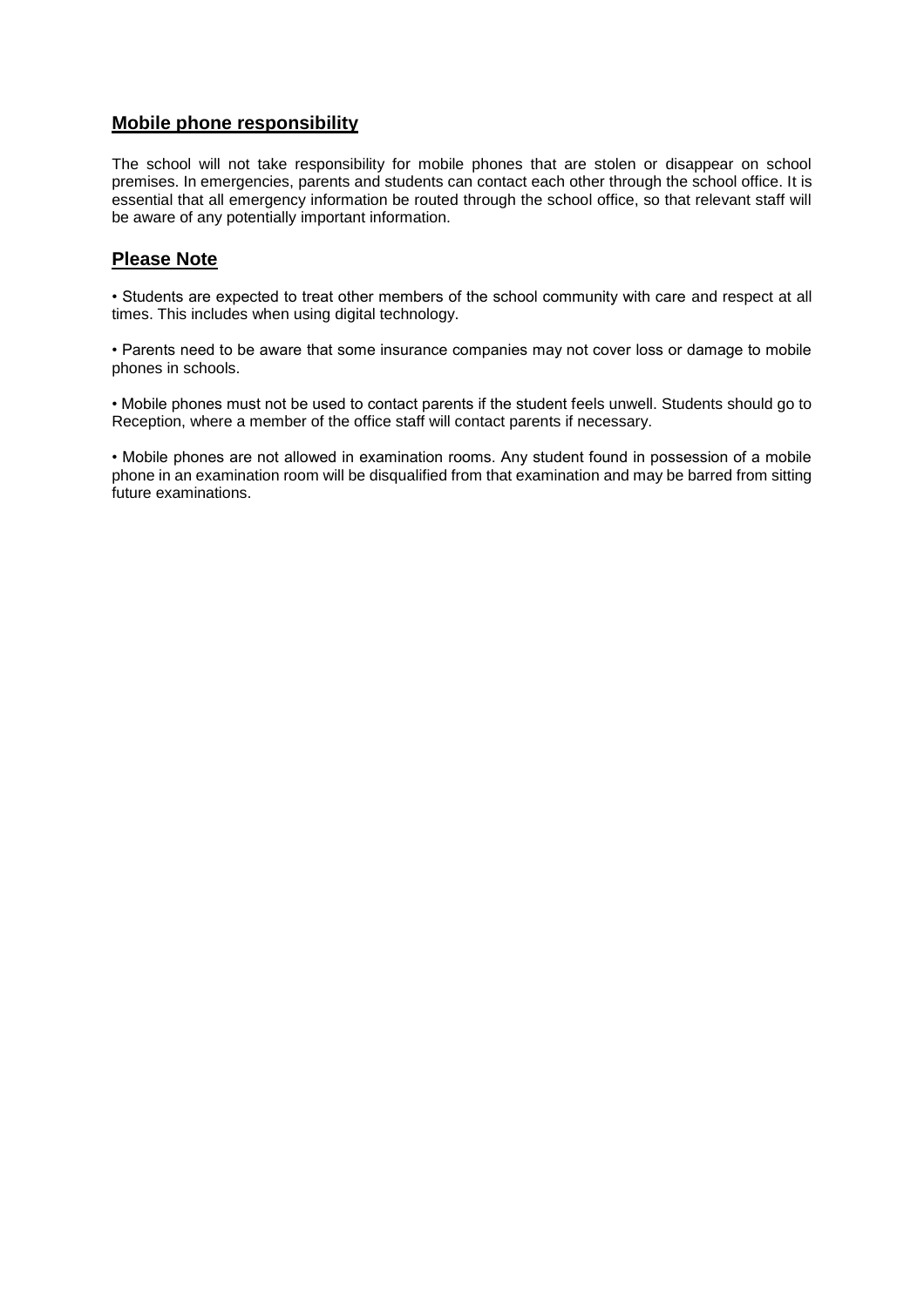## Mobile phone responsibility

The school will not take responsibility for mobile phones that are stolen or disappear on school premises. In emergencies, parents and students can contact each other through the school office. It is essential that all emergency information be routed through the school office, so that relevant staff will be aware of any potentially important information.

## Please Note

• Students are expected to treat other members of the school community with care and respect at all times. This includes when using digital technology.

• Parents need to be aware that some insurance companies may not cover loss or damage to mobile phones in schools.

• Mobile phones must not be used to contact parents if the student feels unwell. Students should go to Reception, where a member of the office staff will contact parents if necessary.

• Mobile phones are not allowed in examination rooms. Any student found in possession of a mobile phone in an examination room will be disqualified from that examination and may be barred from sitting future examinations.